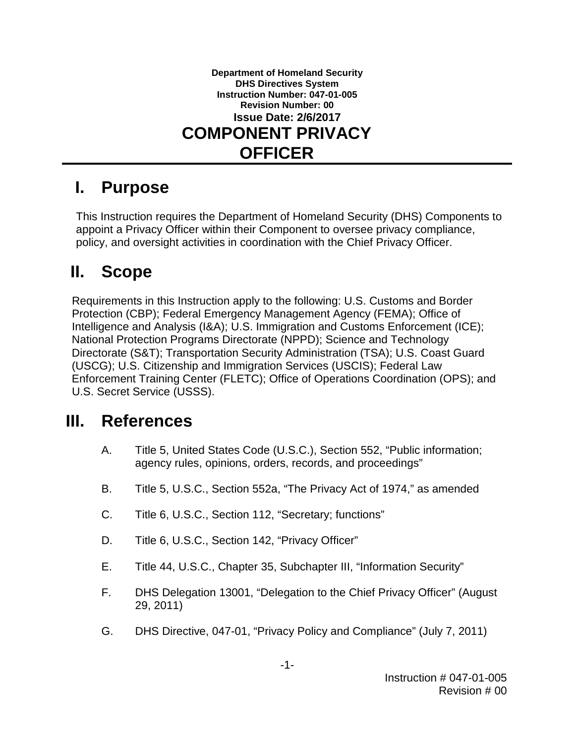**Department of Homeland Security**
**DHS Directives System**
**Instruction Number: 047-01-005**
**Revision Number: 00**
**Issue Date: 2/6/2017**

# COMPONENT PRIVACY OFFICER

## I. Purpose

This Instruction requires the Department of Homeland Security (DHS) Components to appoint a Privacy Officer within their Component to oversee privacy compliance, policy, and oversight activities in coordination with the Chief Privacy Officer.

## II. Scope

Requirements in this Instruction apply to the following: U.S. Customs and Border Protection (CBP); Federal Emergency Management Agency (FEMA); Office of Intelligence and Analysis (I&A); U.S. Immigration and Customs Enforcement (ICE); National Protection Programs Directorate (NPPD); Science and Technology Directorate (S&T); Transportation Security Administration (TSA); U.S. Coast Guard (USCG); U.S. Citizenship and Immigration Services (USCIS); Federal Law Enforcement Training Center (FLETC); Office of Operations Coordination (OPS); and U.S. Secret Service (USSS).

## III. References

A. Title 5, United States Code (U.S.C.), Section 552, “Public information; agency rules, opinions, orders, records, and proceedings”

B. Title 5, U.S.C., Section 552a, “The Privacy Act of 1974,” as amended

C. Title 6, U.S.C., Section 112, “Secretary; functions”

D. Title 6, U.S.C., Section 142, “Privacy Officer”

E. Title 44, U.S.C., Chapter 35, Subchapter III, “Information Security”

F. DHS Delegation 13001, “Delegation to the Chief Privacy Officer” (August 29, 2011)

G. DHS Directive, 047-01, “Privacy Policy and Compliance” (July 7, 2011)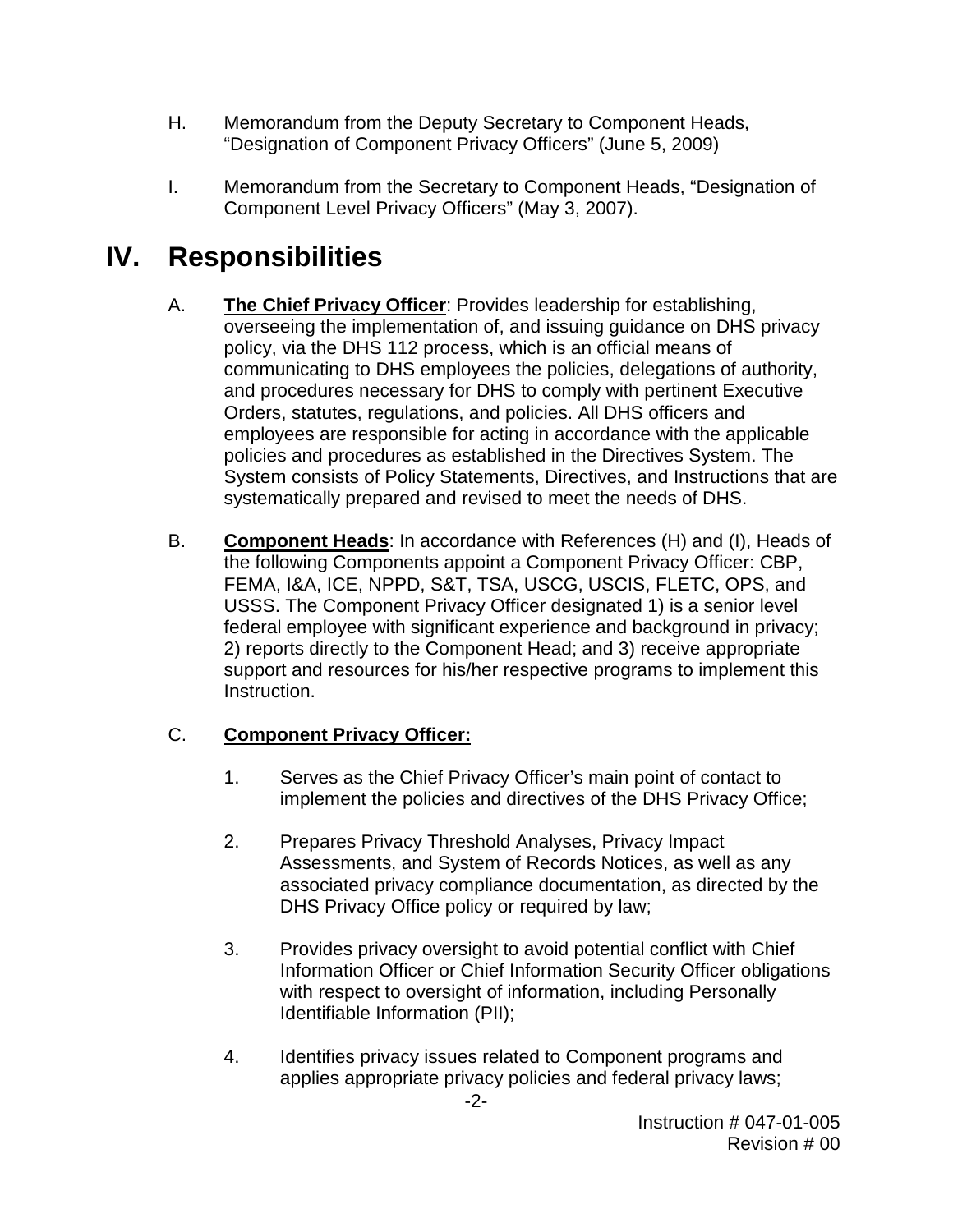H. Memorandum from the Deputy Secretary to Component Heads, "Designation of Component Privacy Officers" (June 5, 2009)

I. Memorandum from the Secretary to Component Heads, "Designation of Component Level Privacy Officers" (May 3, 2007).

# IV. Responsibilities

A. **The Chief Privacy Officer**: Provides leadership for establishing, overseeing the implementation of, and issuing guidance on DHS privacy policy, via the DHS 112 process, which is an official means of communicating to DHS employees the policies, delegations of authority, and procedures necessary for DHS to comply with pertinent Executive Orders, statutes, regulations, and policies. All DHS officers and employees are responsible for acting in accordance with the applicable policies and procedures as established in the Directives System. The System consists of Policy Statements, Directives, and Instructions that are systematically prepared and revised to meet the needs of DHS.

B. **Component Heads**: In accordance with References (H) and (I), Heads of the following Components appoint a Component Privacy Officer: CBP, FEMA, I&A, ICE, NPPD, S&T, TSA, USCG, USCIS, FLETC, OPS, and USSS. The Component Privacy Officer designated 1) is a senior level federal employee with significant experience and background in privacy; 2) reports directly to the Component Head; and 3) receive appropriate support and resources for his/her respective programs to implement this Instruction.

C. **Component Privacy Officer:**

1. Serves as the Chief Privacy Officer's main point of contact to implement the policies and directives of the DHS Privacy Office;

2. Prepares Privacy Threshold Analyses, Privacy Impact Assessments, and System of Records Notices, as well as any associated privacy compliance documentation, as directed by the DHS Privacy Office policy or required by law;

3. Provides privacy oversight to avoid potential conflict with Chief Information Officer or Chief Information Security Officer obligations with respect to oversight of information, including Personally Identifiable Information (PII);

4. Identifies privacy issues related to Component programs and applies appropriate privacy policies and federal privacy laws;

Instruction # 047-01-005
Revision # 00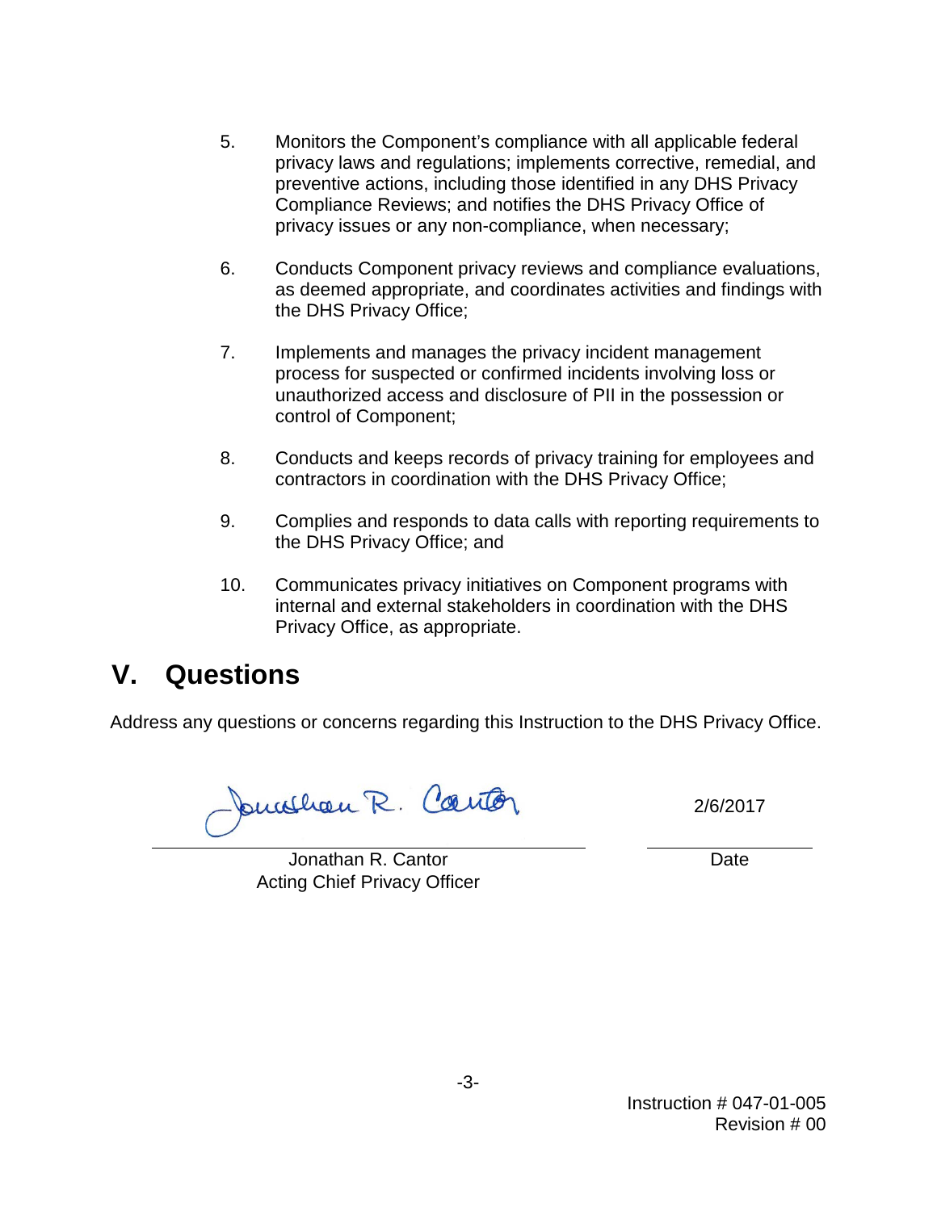5. Monitors the Component's compliance with all applicable federal privacy laws and regulations; implements corrective, remedial, and preventive actions, including those identified in any DHS Privacy Compliance Reviews; and notifies the DHS Privacy Office of privacy issues or any non-compliance, when necessary;

6. Conducts Component privacy reviews and compliance evaluations, as deemed appropriate, and coordinates activities and findings with the DHS Privacy Office;

7. Implements and manages the privacy incident management process for suspected or confirmed incidents involving loss or unauthorized access and disclosure of PII in the possession or control of Component;

8. Conducts and keeps records of privacy training for employees and contractors in coordination with the DHS Privacy Office;

9. Complies and responds to data calls with reporting requirements to the DHS Privacy Office; and

10. Communicates privacy initiatives on Component programs with internal and external stakeholders in coordination with the DHS Privacy Office, as appropriate.

## V. Questions

Address any questions or concerns regarding this Instruction to the DHS Privacy Office.

Jonathan R. Cantor
Acting Chief Privacy Officer

2/6/2017
Date

Instruction # 047-01-005
Revision # 00